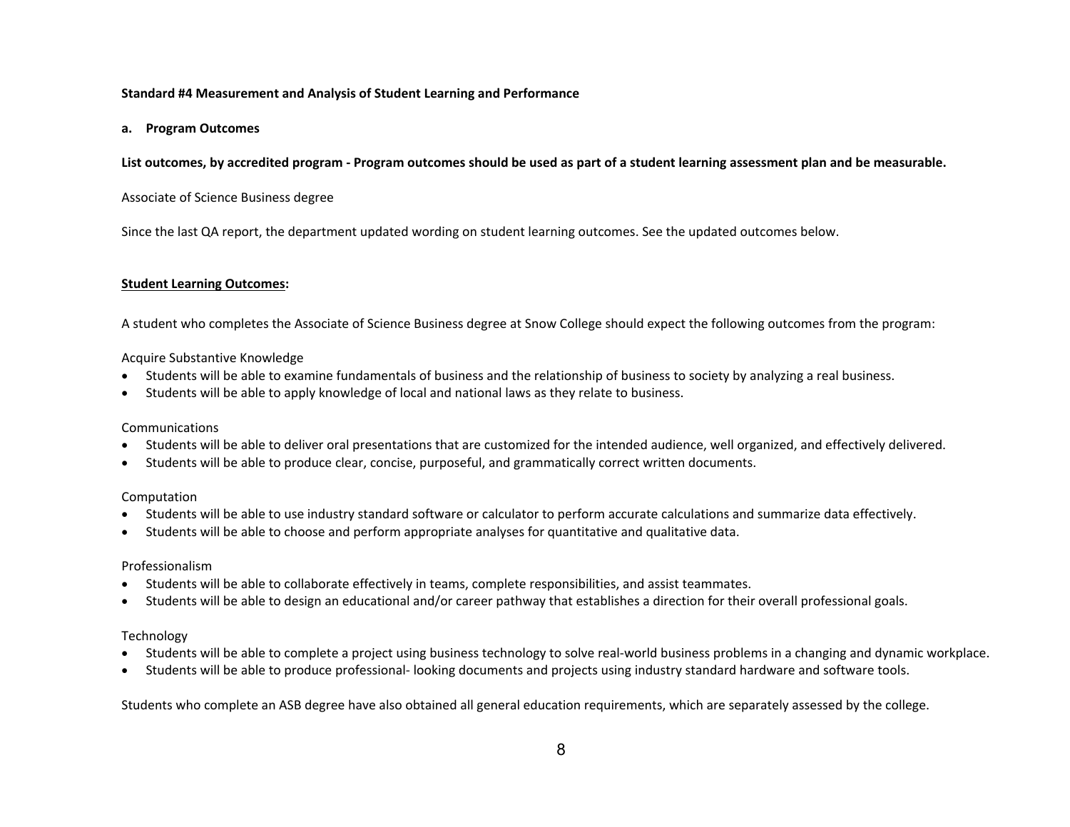**Standard #4 Measurement and Analysis of Student Learning and Performance**

**a. Program Outcomes**

**List outcomes, by accredited program - Program outcomes should be used as part of a student learning assessment plan and be measurable.**

Associate of Science Business degree

Since the last QA report, the department updated wording on student learning outcomes. See the updated outcomes below.

**Student Learning Outcomes:**

A student who completes the Associate of Science Business degree at Snow College should expect the following outcomes from the program:

Acquire Substantive Knowledge

- Students will be able to examine fundamentals of business and the relationship of business to society by analyzing a real business.
- Students will be able to apply knowledge of local and national laws as they relate to business.

Communications

- Students will be able to deliver oral presentations that are customized for the intended audience, well organized, and effectively delivered.
- Students will be able to produce clear, concise, purposeful, and grammatically correct written documents.

Computation

- Students will be able to use industry standard software or calculator to perform accurate calculations and summarize data effectively.
- Students will be able to choose and perform appropriate analyses for quantitative and qualitative data.

Professionalism

- Students will be able to collaborate effectively in teams, complete responsibilities, and assist teammates.
- Students will be able to design an educational and/or career pathway that establishes a direction for their overall professional goals.

Technology

- Students will be able to complete a project using business technology to solve real-world business problems in a changing and dynamic workplace.
- Students will be able to produce professional- looking documents and projects using industry standard hardware and software tools.

Students who complete an ASB degree have also obtained all general education requirements, which are separately assessed by the college.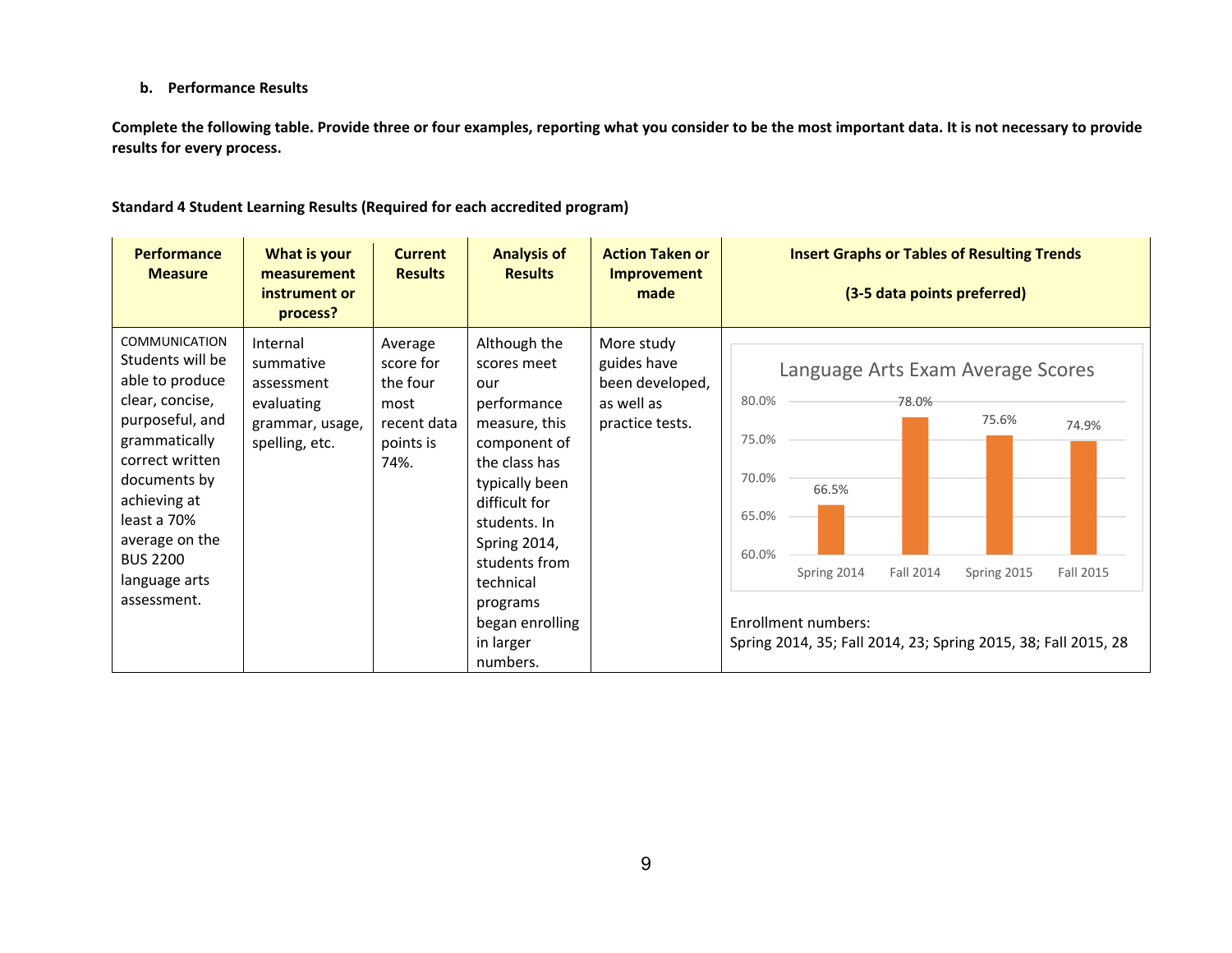b. **Performance Results**

**Complete the following table. Provide three or four examples, reporting what you consider to be the most important data. It is not necessary to provide results for every process.**

**Standard 4 Student Learning Results (Required for each accredited program)**

| Performance Measure | What is your measurement instrument or process? | Current Results | Analysis of Results | Action Taken or Improvement made | Insert Graphs or Tables of Resulting Trends (3-5 data points preferred) |
|---|---|---|---|---|---|
| COMMUNICATION Students will be able to produce clear, concise, purposeful, and grammatically correct written documents by achieving at least a 70% average on the BUS 2200 language arts assessment. | Internal summative assessment evaluating grammar, usage, spelling, etc. | Average score for the four most recent data points is 74%. | Although the scores meet our performance measure, this component of the class has typically been difficult for students. In Spring 2014, students from technical programs began enrolling in larger numbers. | More study guides have been developed, as well as practice tests. | Language Arts Exam Average Scores: Spring 2014, 66.5%; Fall 2014, 78.0%; Spring 2015, 75.6%; Fall 2015, 74.9%<br><br>Enrollment numbers:<br>Spring 2014, 35; Fall 2014, 23; Spring 2015, 38; Fall 2015, 28 |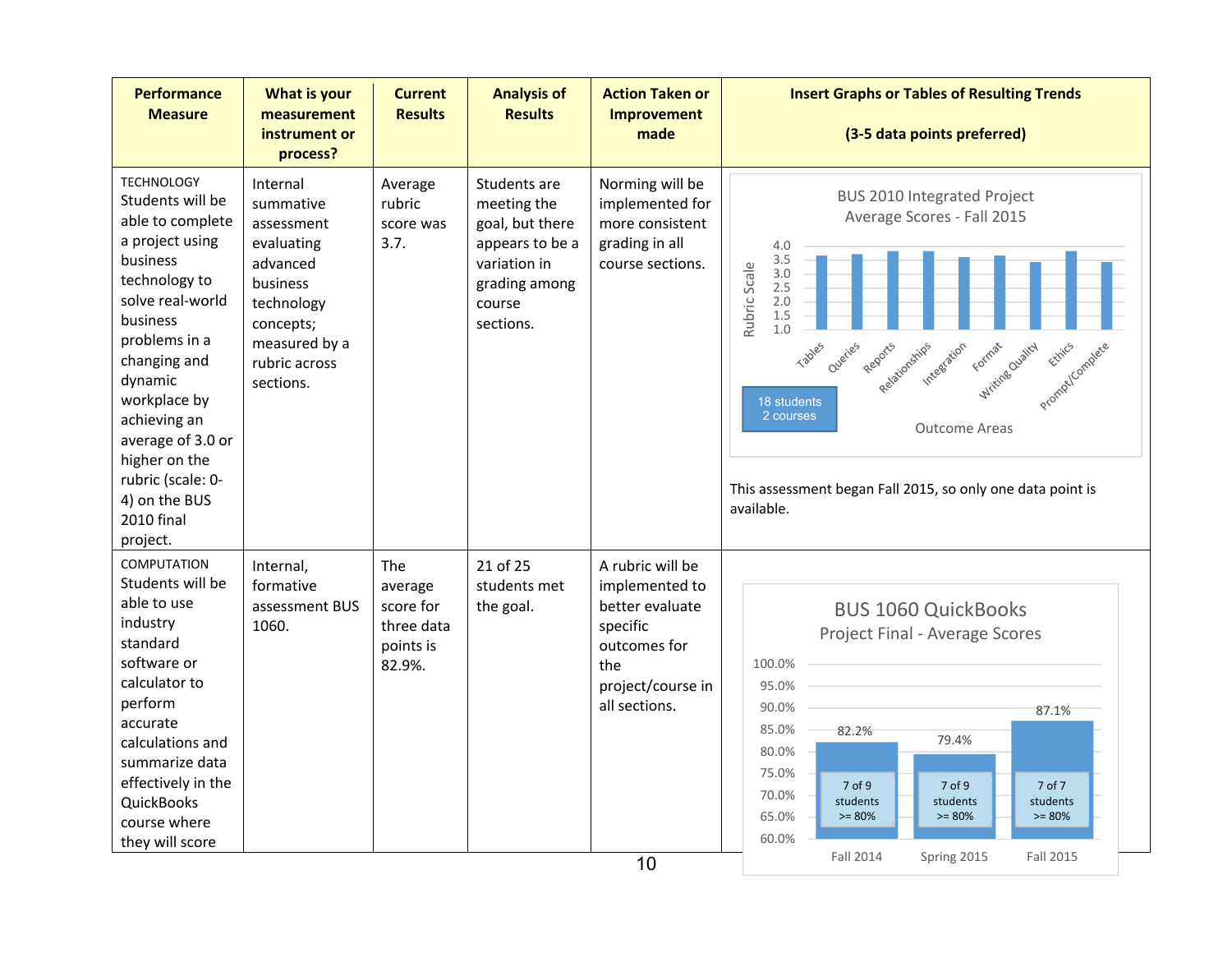| Performance Measure | What is your measurement instrument or process? | Current Results | Analysis of Results | Action Taken or Improvement made | Insert Graphs or Tables of Resulting Trends (3-5 data points preferred) |
|---|---|---|---|---|---|
| TECHNOLOGY Students will be able to complete a project using business technology to solve real-world business problems in a changing and dynamic workplace by achieving an average of 3.0 or higher on the rubric (scale: 0-4) on the BUS 2010 final project. | Internal summative assessment evaluating advanced business technology concepts; measured by a rubric across sections. | Average rubric score was 3.7. | Students are meeting the goal, but there appears to be a variation in grading among course sections. | Norming will be implemented for more consistent grading in all course sections. | BUS 2010 Integrated Project Average Scores - Fall 2015 (Rubric Scale; Outcome Areas: Tables, Queries, Reports, Relationships, Integration, Format, Writing Quality, Ethics, Prompt/Complete; 18 students, 2 courses) This assessment began Fall 2015, so only one data point is available. |
| COMPUTATION Students will be able to use industry standard software or calculator to perform accurate calculations and summarize data effectively in the QuickBooks course where they will score | Internal, formative assessment BUS 1060. | The average score for three data points is 82.9%. | 21 of 25 students met the goal. | A rubric will be implemented to better evaluate specific outcomes for the project/course in all sections. | BUS 1060 QuickBooks Project Final - Average Scores: Fall 2014 82.2% (7 of 9 students >= 80%); Spring 2015 79.4% (7 of 9 students >= 80%); Fall 2015 87.1% (7 of 7 students >= 80%) |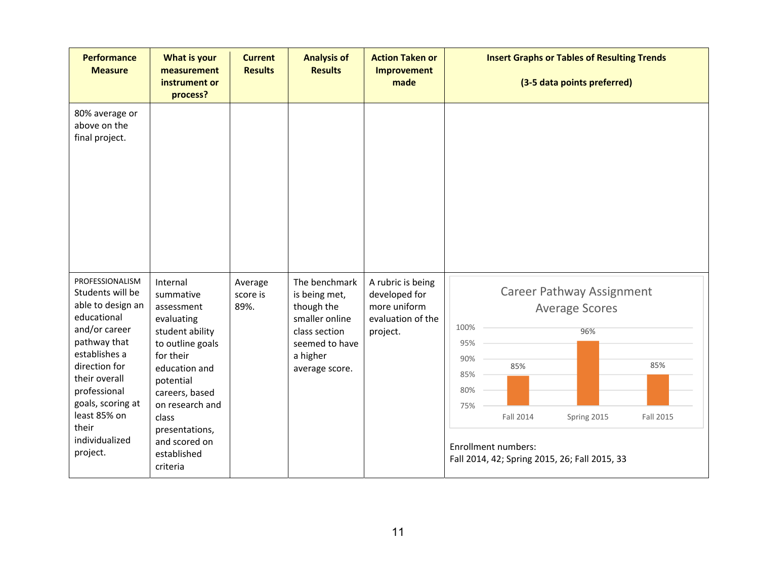| Performance Measure | What is your measurement instrument or process? | Current Results | Analysis of Results | Action Taken or Improvement made | Insert Graphs or Tables of Resulting Trends (3-5 data points preferred) |
|---|---|---|---|---|---|
| 80% average or above on the final project. | | | | | |
| PROFESSIONALISM Students will be able to design an educational and/or career pathway that establishes a direction for their overall professional goals, scoring at least 85% on their individualized project. | Internal summative assessment evaluating student ability to outline goals for their education and potential careers, based on research and class presentations, and scored on established criteria | Average score is 89%. | The benchmark is being met, though the smaller online class section seemed to have a higher average score. | A rubric is being developed for more uniform evaluation of the project. | Career Pathway Assignment Average Scores<br>100%<br>95%<br>90%<br>85%<br>80%<br>75%<br>85% 96% 85%<br>Fall 2014 Spring 2015 Fall 2015<br><br>Enrollment numbers:<br>Fall 2014, 42; Spring 2015, 26; Fall 2015, 33 |